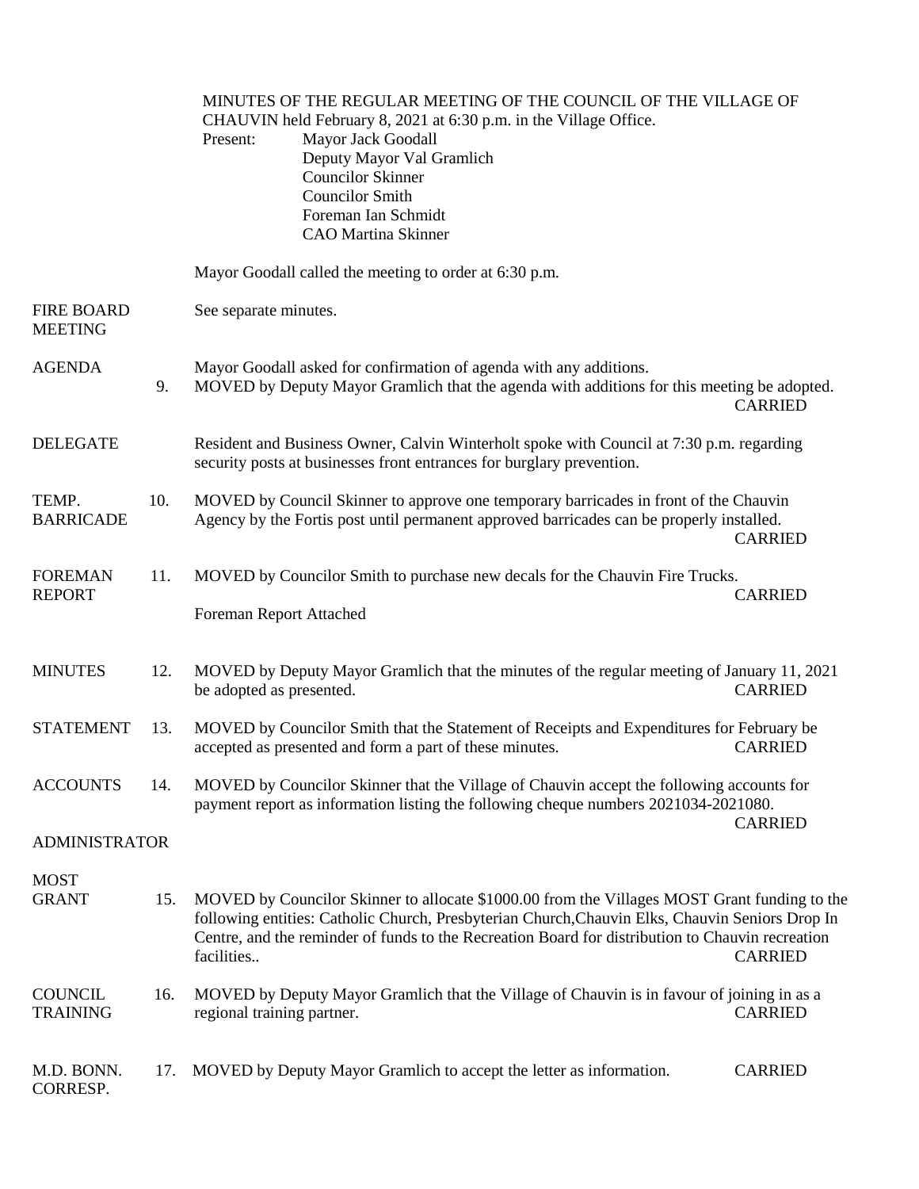MINUTES OF THE REGULAR MEETING OF THE COUNCIL OF THE VILLAGE OF CHAUVIN held February 8, 2021 at 6:30 p.m. in the Village Office.

Present:
- Mayor Jack Goodall
- Deputy Mayor Val Gramlich
- Councilor Skinner
- Councilor Smith
- Foreman Ian Schmidt
- CAO Martina Skinner

Mayor Goodall called the meeting to order at 6:30 p.m.

**FIRE BOARD MEETING**

See separate minutes.

**AGENDA**

Mayor Goodall asked for confirmation of agenda with any additions.

9. MOVED by Deputy Mayor Gramlich that the agenda with additions for this meeting be adopted. CARRIED

**DELEGATE**

Resident and Business Owner, Calvin Winterholt spoke with Council at 7:30 p.m. regarding security posts at businesses front entrances for burglary prevention.

**TEMP. BARRICADE**

10. MOVED by Council Skinner to approve one temporary barricades in front of the Chauvin Agency by the Fortis post until permanent approved barricades can be properly installed. CARRIED

**FOREMAN REPORT**

11. MOVED by Councilor Smith to purchase new decals for the Chauvin Fire Trucks. CARRIED

Foreman Report Attached

**MINUTES**

12. MOVED by Deputy Mayor Gramlich that the minutes of the regular meeting of January 11, 2021 be adopted as presented. CARRIED

**STATEMENT**

13. MOVED by Councilor Smith that the Statement of Receipts and Expenditures for February be accepted as presented and form a part of these minutes. CARRIED

**ACCOUNTS**

14. MOVED by Councilor Skinner that the Village of Chauvin accept the following accounts for payment report as information listing the following cheque numbers 2021034-2021080. CARRIED

**ADMINISTRATOR**

**MOST GRANT**

15. MOVED by Councilor Skinner to allocate $1000.00 from the Villages MOST Grant funding to the following entities: Catholic Church, Presbyterian Church,Chauvin Elks, Chauvin Seniors Drop In Centre, and the reminder of funds to the Recreation Board for distribution to Chauvin recreation facilities.. CARRIED

**COUNCIL TRAINING**

16. MOVED by Deputy Mayor Gramlich that the Village of Chauvin is in favour of joining in as a regional training partner. CARRIED

**M.D. BONN. CORRESP.**

17. MOVED by Deputy Mayor Gramlich to accept the letter as information. CARRIED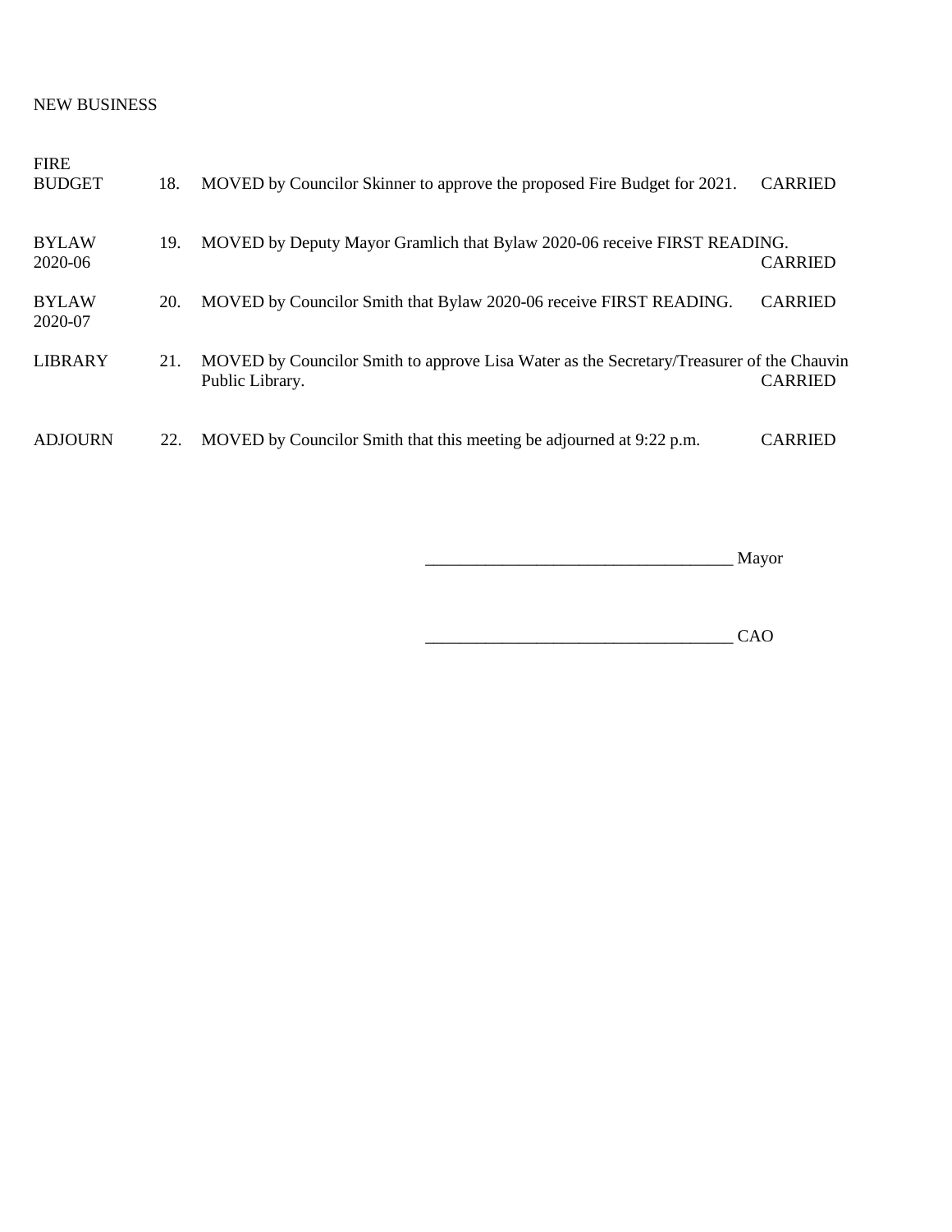NEW BUSINESS

| | | | |
|---|---|---|---|
| FIRE BUDGET | 18. | MOVED by Councilor Skinner to approve the proposed Fire Budget for 2021. | CARRIED |
| BYLAW 2020-06 | 19. | MOVED by Deputy Mayor Gramlich that Bylaw 2020-06 receive FIRST READING. | CARRIED |
| BYLAW 2020-07 | 20. | MOVED by Councilor Smith that Bylaw 2020-06 receive FIRST READING. | CARRIED |
| LIBRARY | 21. | MOVED by Councilor Smith to approve Lisa Water as the Secretary/Treasurer of the Chauvin Public Library. | CARRIED |
| ADJOURN | 22. | MOVED by Councilor Smith that this meeting be adjourned at 9:22 p.m. | CARRIED |

____________________________________ Mayor

____________________________________ CAO